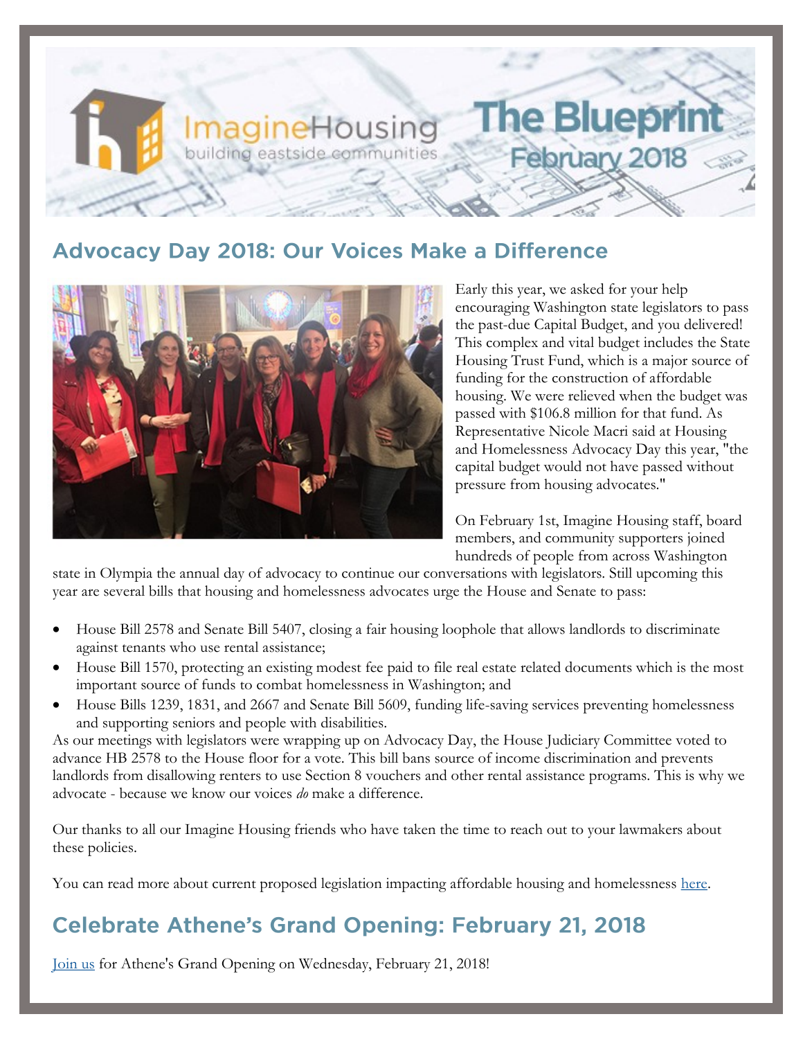# ImagineHousing
building eastside communities

# The Blueprint
February 2018

## Advocacy Day 2018: Our Voices Make a Difference

Early this year, we asked for your help encouraging Washington state legislators to pass the past-due Capital Budget, and you delivered! This complex and vital budget includes the State Housing Trust Fund, which is a major source of funding for the construction of affordable housing. We were relieved when the budget was passed with $106.8 million for that fund. As Representative Nicole Macri said at Housing and Homelessness Advocacy Day this year, "the capital budget would not have passed without pressure from housing advocates."

On February 1st, Imagine Housing staff, board members, and community supporters joined hundreds of people from across Washington state in Olympia the annual day of advocacy to continue our conversations with legislators. Still upcoming this year are several bills that housing and homelessness advocates urge the House and Senate to pass:

- House Bill 2578 and Senate Bill 5407, closing a fair housing loophole that allows landlords to discriminate against tenants who use rental assistance;
- House Bill 1570, protecting an existing modest fee paid to file real estate related documents which is the most important source of funds to combat homelessness in Washington; and
- House Bills 1239, 1831, and 2667 and Senate Bill 5609, funding life-saving services preventing homelessness and supporting seniors and people with disabilities.

As our meetings with legislators were wrapping up on Advocacy Day, the House Judiciary Committee voted to advance HB 2578 to the House floor for a vote. This bill bans source of income discrimination and prevents landlords from disallowing renters to use Section 8 vouchers and other rental assistance programs. This is why we advocate - because we know our voices *do* make a difference.

Our thanks to all our Imagine Housing friends who have taken the time to reach out to your lawmakers about these policies.

You can read more about current proposed legislation impacting affordable housing and homelessness here.

## Celebrate Athene's Grand Opening: February 21, 2018

Join us for Athene's Grand Opening on Wednesday, February 21, 2018!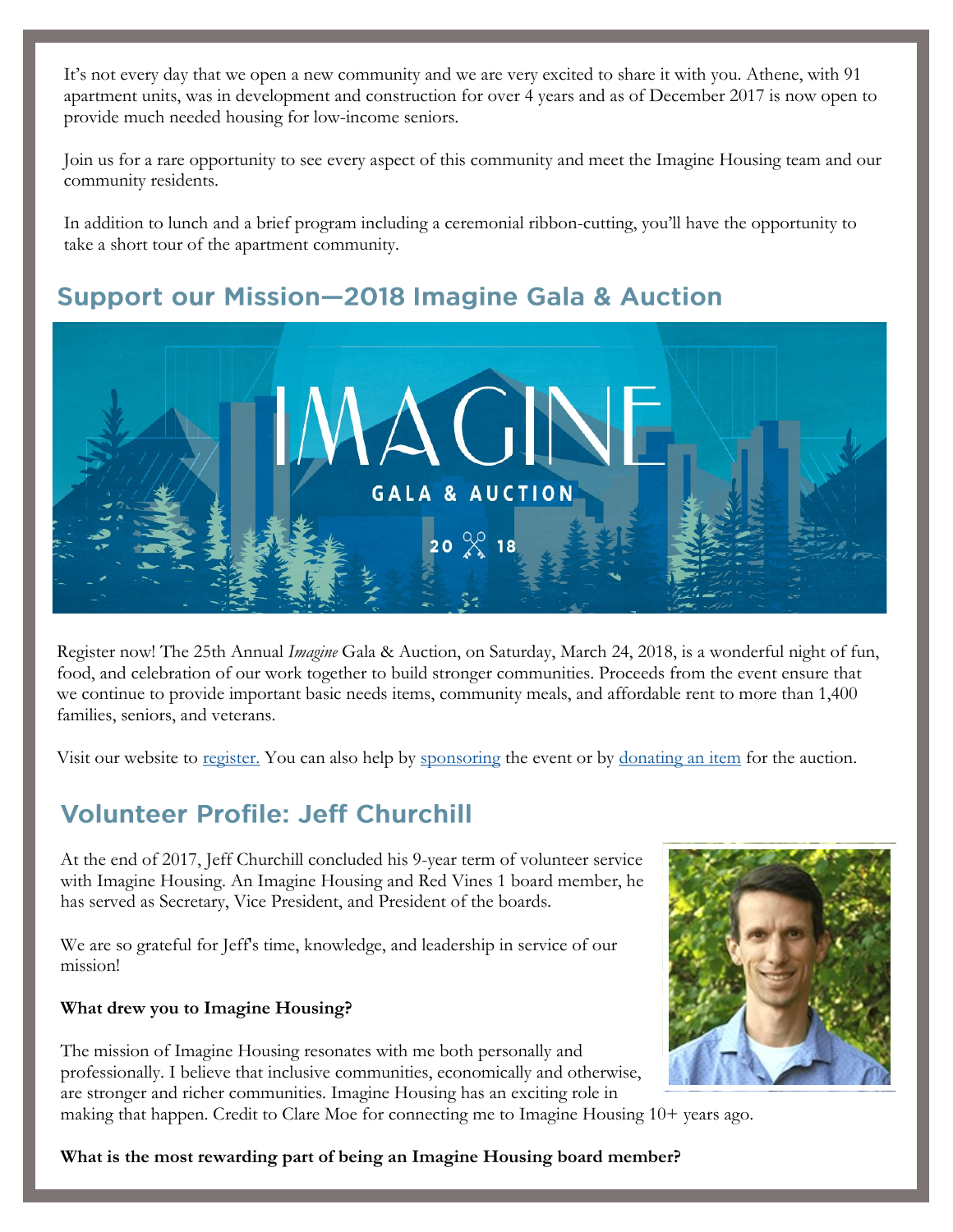It's not every day that we open a new community and we are very excited to share it with you. Athene, with 91 apartment units, was in development and construction for over 4 years and as of December 2017 is now open to provide much needed housing for low-income seniors.

Join us for a rare opportunity to see every aspect of this community and meet the Imagine Housing team and our community residents.

In addition to lunch and a brief program including a ceremonial ribbon-cutting, you'll have the opportunity to take a short tour of the apartment community.

## Support our Mission—2018 Imagine Gala & Auction

IMAGINE

GALA & AUCTION

2018

Register now! The 25th Annual *Imagine* Gala & Auction, on Saturday, March 24, 2018, is a wonderful night of fun, food, and celebration of our work together to build stronger communities. Proceeds from the event ensure that we continue to provide important basic needs items, community meals, and affordable rent to more than 1,400 families, seniors, and veterans.

Visit our website to register. You can also help by sponsoring the event or by donating an item for the auction.

## Volunteer Profile: Jeff Churchill

At the end of 2017, Jeff Churchill concluded his 9-year term of volunteer service with Imagine Housing. An Imagine Housing and Red Vines 1 board member, he has served as Secretary, Vice President, and President of the boards.

We are so grateful for Jeff's time, knowledge, and leadership in service of our mission!

**What drew you to Imagine Housing?**

The mission of Imagine Housing resonates with me both personally and professionally. I believe that inclusive communities, economically and otherwise, are stronger and richer communities. Imagine Housing has an exciting role in making that happen. Credit to Clare Moe for connecting me to Imagine Housing 10+ years ago.

**What is the most rewarding part of being an Imagine Housing board member?**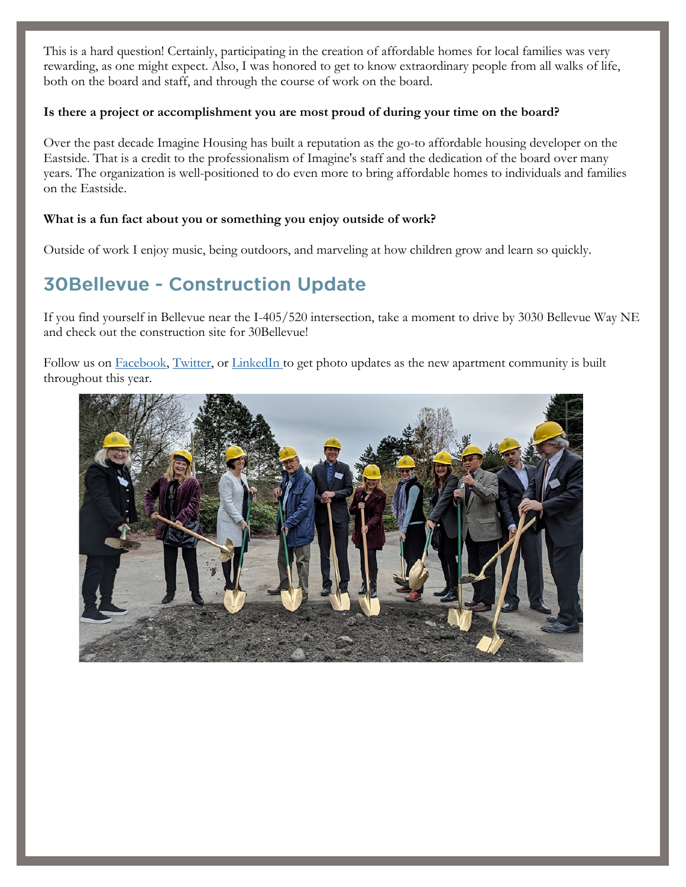This is a hard question! Certainly, participating in the creation of affordable homes for local families was very rewarding, as one might expect. Also, I was honored to get to know extraordinary people from all walks of life, both on the board and staff, and through the course of work on the board.

**Is there a project or accomplishment you are most proud of during your time on the board?**

Over the past decade Imagine Housing has built a reputation as the go-to affordable housing developer on the Eastside. That is a credit to the professionalism of Imagine's staff and the dedication of the board over many years. The organization is well-positioned to do even more to bring affordable homes to individuals and families on the Eastside.

**What is a fun fact about you or something you enjoy outside of work?**

Outside of work I enjoy music, being outdoors, and marveling at how children grow and learn so quickly.

## 30Bellevue - Construction Update

If you find yourself in Bellevue near the I-405/520 intersection, take a moment to drive by 3030 Bellevue Way NE and check out the construction site for 30Bellevue!

Follow us on Facebook, Twitter, or LinkedIn to get photo updates as the new apartment community is built throughout this year.